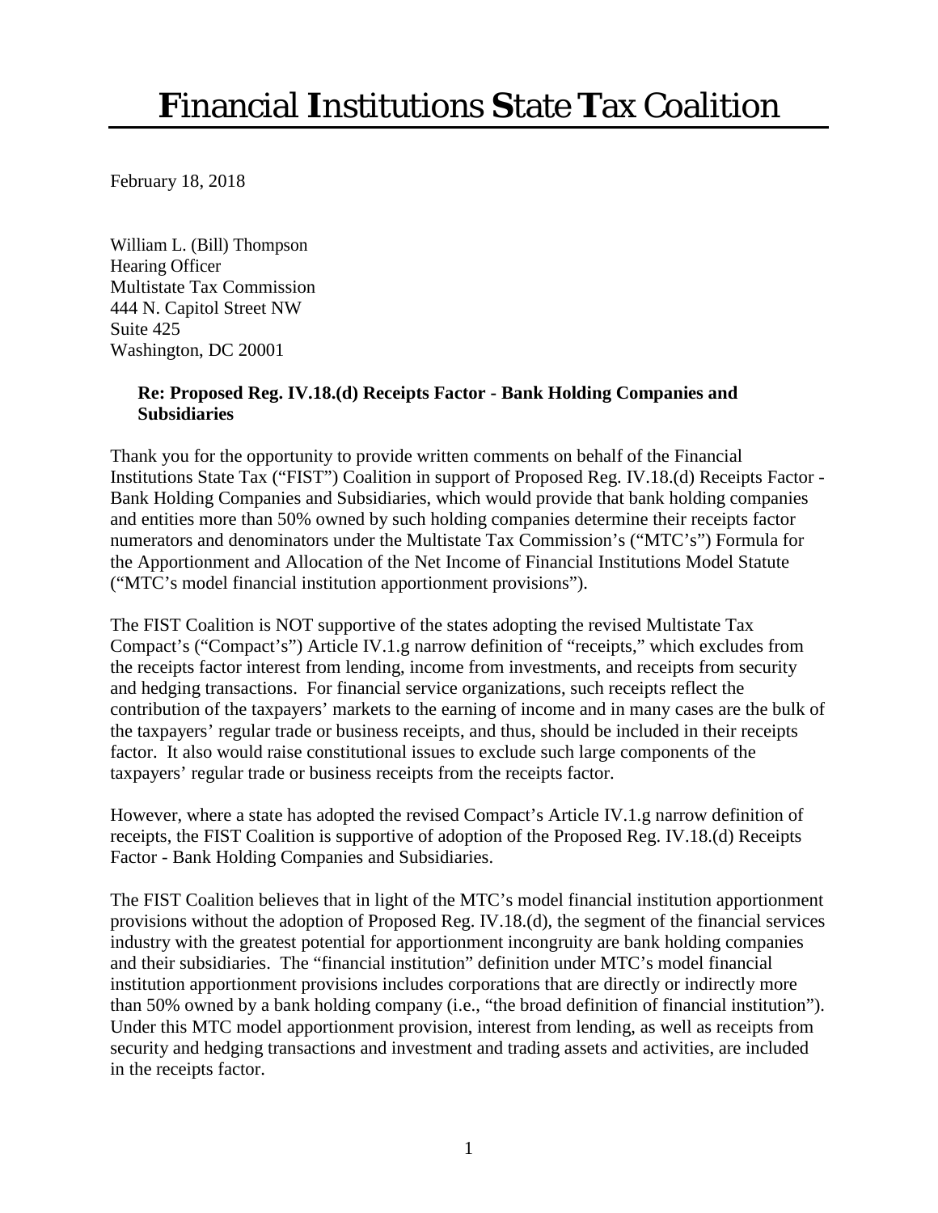# **F**inancial **I**nstitutions **S**tate **T**ax Coalition

February 18, 2018

William L. (Bill) Thompson
Hearing Officer
Multistate Tax Commission
444 N. Capitol Street NW
Suite 425
Washington, DC 20001

**Re: Proposed Reg. IV.18.(d) Receipts Factor - Bank Holding Companies and Subsidiaries**

Thank you for the opportunity to provide written comments on behalf of the Financial Institutions State Tax ("FIST") Coalition in support of Proposed Reg. IV.18.(d) Receipts Factor - Bank Holding Companies and Subsidiaries, which would provide that bank holding companies and entities more than 50% owned by such holding companies determine their receipts factor numerators and denominators under the Multistate Tax Commission's ("MTC's") Formula for the Apportionment and Allocation of the Net Income of Financial Institutions Model Statute ("MTC's model financial institution apportionment provisions").

The FIST Coalition is NOT supportive of the states adopting the revised Multistate Tax Compact's ("Compact's") Article IV.1.g narrow definition of "receipts," which excludes from the receipts factor interest from lending, income from investments, and receipts from security and hedging transactions. For financial service organizations, such receipts reflect the contribution of the taxpayers' markets to the earning of income and in many cases are the bulk of the taxpayers' regular trade or business receipts, and thus, should be included in their receipts factor. It also would raise constitutional issues to exclude such large components of the taxpayers' regular trade or business receipts from the receipts factor.

However, where a state has adopted the revised Compact's Article IV.1.g narrow definition of receipts, the FIST Coalition is supportive of adoption of the Proposed Reg. IV.18.(d) Receipts Factor - Bank Holding Companies and Subsidiaries.

The FIST Coalition believes that in light of the MTC's model financial institution apportionment provisions without the adoption of Proposed Reg. IV.18.(d), the segment of the financial services industry with the greatest potential for apportionment incongruity are bank holding companies and their subsidiaries. The "financial institution" definition under MTC's model financial institution apportionment provisions includes corporations that are directly or indirectly more than 50% owned by a bank holding company (i.e., "the broad definition of financial institution"). Under this MTC model apportionment provision, interest from lending, as well as receipts from security and hedging transactions and investment and trading assets and activities, are included in the receipts factor.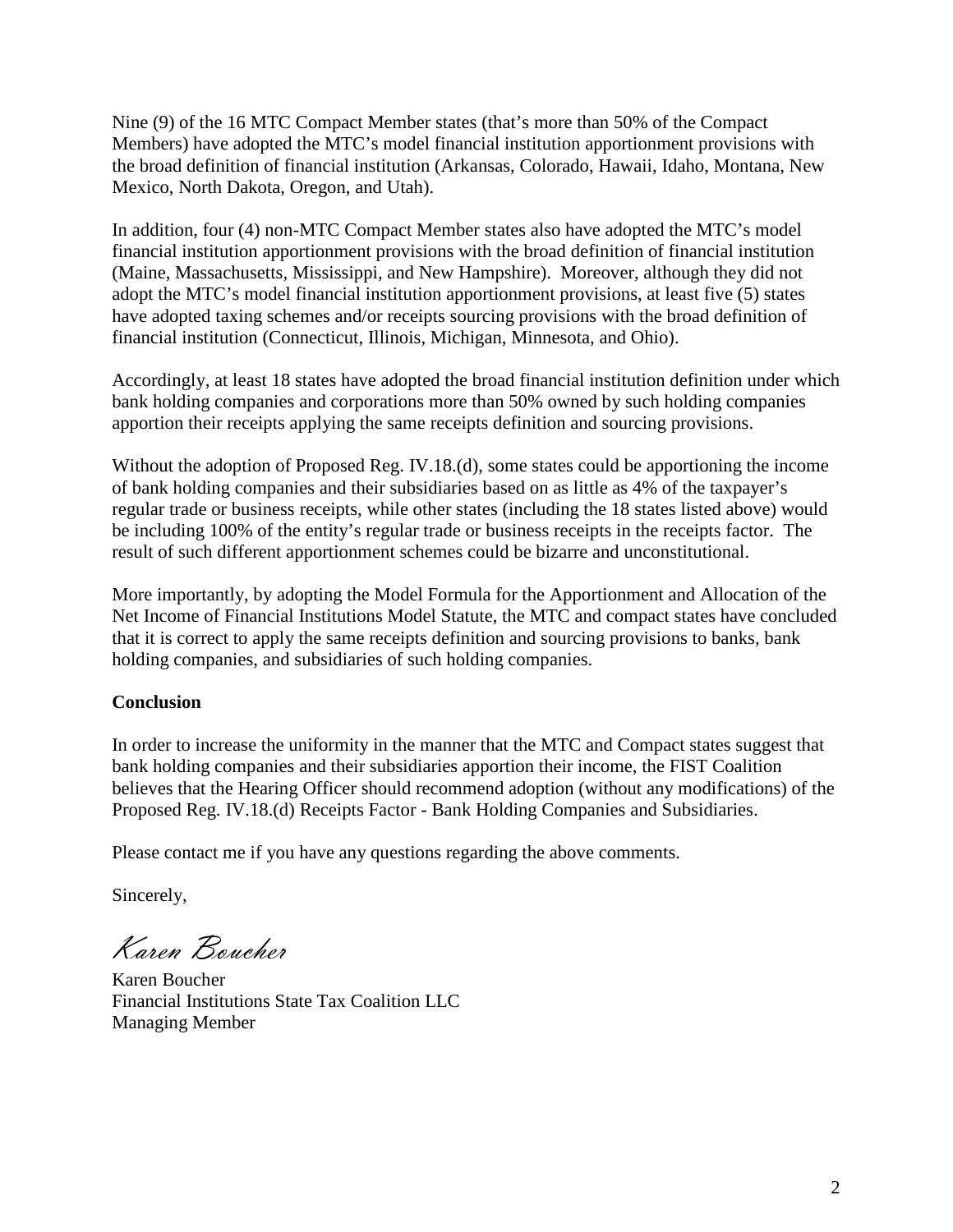Nine (9) of the 16 MTC Compact Member states (that's more than 50% of the Compact Members) have adopted the MTC's model financial institution apportionment provisions with the broad definition of financial institution (Arkansas, Colorado, Hawaii, Idaho, Montana, New Mexico, North Dakota, Oregon, and Utah).

In addition, four (4) non-MTC Compact Member states also have adopted the MTC's model financial institution apportionment provisions with the broad definition of financial institution (Maine, Massachusetts, Mississippi, and New Hampshire). Moreover, although they did not adopt the MTC's model financial institution apportionment provisions, at least five (5) states have adopted taxing schemes and/or receipts sourcing provisions with the broad definition of financial institution (Connecticut, Illinois, Michigan, Minnesota, and Ohio).

Accordingly, at least 18 states have adopted the broad financial institution definition under which bank holding companies and corporations more than 50% owned by such holding companies apportion their receipts applying the same receipts definition and sourcing provisions.

Without the adoption of Proposed Reg. IV.18.(d), some states could be apportioning the income of bank holding companies and their subsidiaries based on as little as 4% of the taxpayer's regular trade or business receipts, while other states (including the 18 states listed above) would be including 100% of the entity's regular trade or business receipts in the receipts factor. The result of such different apportionment schemes could be bizarre and unconstitutional.

More importantly, by adopting the Model Formula for the Apportionment and Allocation of the Net Income of Financial Institutions Model Statute, the MTC and compact states have concluded that it is correct to apply the same receipts definition and sourcing provisions to banks, bank holding companies, and subsidiaries of such holding companies.

**Conclusion**

In order to increase the uniformity in the manner that the MTC and Compact states suggest that bank holding companies and their subsidiaries apportion their income, the FIST Coalition believes that the Hearing Officer should recommend adoption (without any modifications) of the Proposed Reg. IV.18.(d) Receipts Factor - Bank Holding Companies and Subsidiaries.

Please contact me if you have any questions regarding the above comments.

Sincerely,

*Karen Boucher*

Karen Boucher
Financial Institutions State Tax Coalition LLC
Managing Member